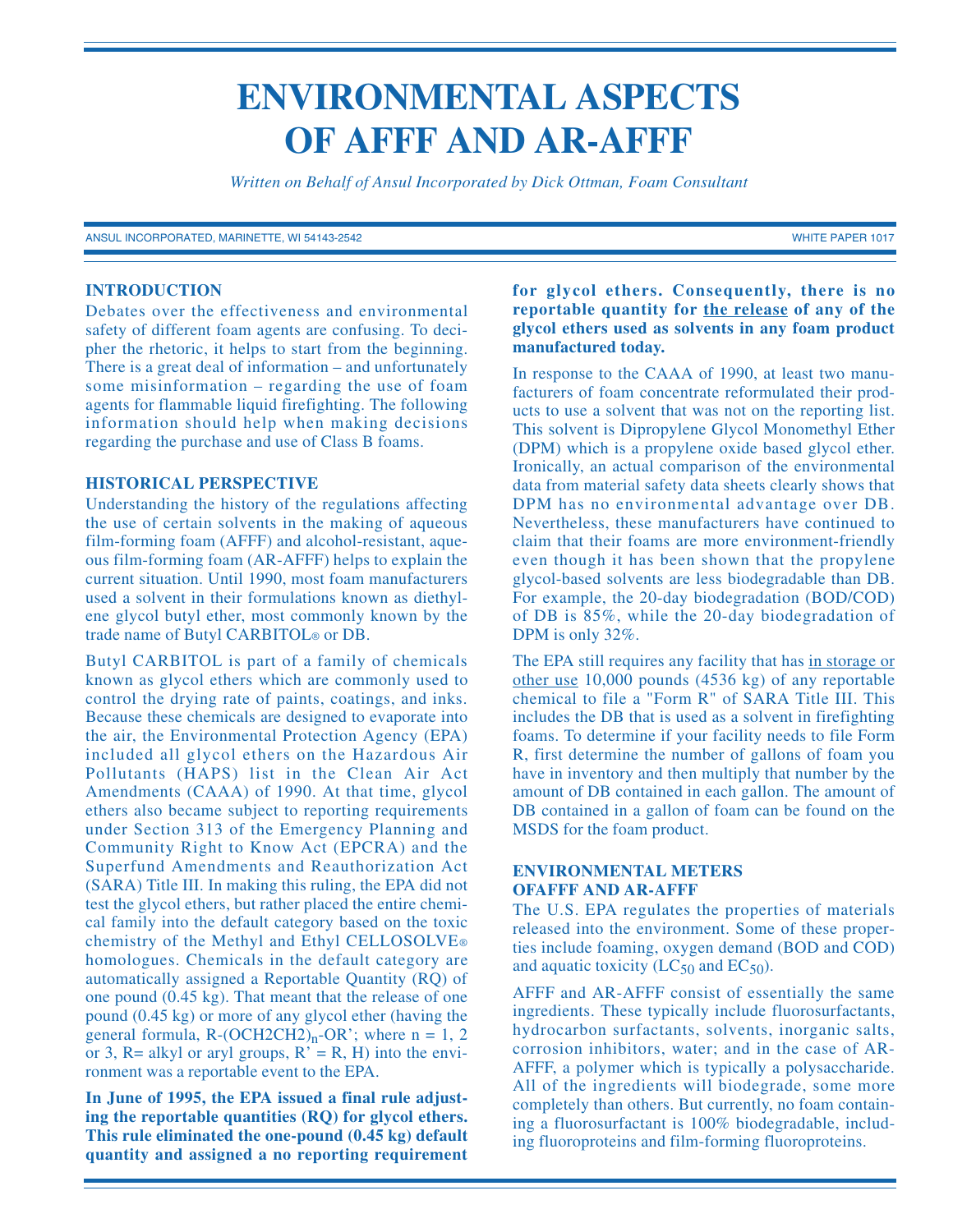# ENVIRONMENTAL ASPECTS OF AFFF AND AR-AFFF

*Written on Behalf of Ansul Incorporated by Dick Ottman, Foam Consultant*

ANSUL INCORPORATED, MARINETTE, WI 54143-2542 WHITE PAPER 1017

## INTRODUCTION

Debates over the effectiveness and environmental safety of different foam agents are confusing. To decipher the rhetoric, it helps to start from the beginning. There is a great deal of information – and unfortunately some misinformation – regarding the use of foam agents for flammable liquid firefighting. The following information should help when making decisions regarding the purchase and use of Class B foams.

## HISTORICAL PERSPECTIVE

Understanding the history of the regulations affecting the use of certain solvents in the making of aqueous film-forming foam (AFFF) and alcohol-resistant, aqueous film-forming foam (AR-AFFF) helps to explain the current situation. Until 1990, most foam manufacturers used a solvent in their formulations known as diethylene glycol butyl ether, most commonly known by the trade name of Butyl CARBITOL® or DB.

Butyl CARBITOL is part of a family of chemicals known as glycol ethers which are commonly used to control the drying rate of paints, coatings, and inks. Because these chemicals are designed to evaporate into the air, the Environmental Protection Agency (EPA) included all glycol ethers on the Hazardous Air Pollutants (HAPS) list in the Clean Air Act Amendments (CAAA) of 1990. At that time, glycol ethers also became subject to reporting requirements under Section 313 of the Emergency Planning and Community Right to Know Act (EPCRA) and the Superfund Amendments and Reauthorization Act (SARA) Title III. In making this ruling, the EPA did not test the glycol ethers, but rather placed the entire chemical family into the default category based on the toxic chemistry of the Methyl and Ethyl CELLOSOLVE® homologues. Chemicals in the default category are automatically assigned a Reportable Quantity (RQ) of one pound (0.45 kg). That meant that the release of one pound (0.45 kg) or more of any glycol ether (having the general formula, R-$(OCH2CH2)_n$-OR'; where n = 1, 2 or 3, R= alkyl or aryl groups, R' = R, H) into the environment was a reportable event to the EPA.

**In June of 1995, the EPA issued a final rule adjusting the reportable quantities (RQ) for glycol ethers. This rule eliminated the one-pound (0.45 kg) default quantity and assigned a no reporting requirement for glycol ethers. Consequently, there is no reportable quantity for the release of any of the glycol ethers used as solvents in any foam product manufactured today.**

In response to the CAAA of 1990, at least two manufacturers of foam concentrate reformulated their products to use a solvent that was not on the reporting list. This solvent is Dipropylene Glycol Monomethyl Ether (DPM) which is a propylene oxide based glycol ether. Ironically, an actual comparison of the environmental data from material safety data sheets clearly shows that DPM has no environmental advantage over DB. Nevertheless, these manufacturers have continued to claim that their foams are more environment-friendly even though it has been shown that the propylene glycol-based solvents are less biodegradable than DB. For example, the 20-day biodegradation (BOD/COD) of DB is 85%, while the 20-day biodegradation of DPM is only 32%.

The EPA still requires any facility that has in storage or other use 10,000 pounds (4536 kg) of any reportable chemical to file a "Form R" of SARA Title III. This includes the DB that is used as a solvent in firefighting foams. To determine if your facility needs to file Form R, first determine the number of gallons of foam you have in inventory and then multiply that number by the amount of DB contained in each gallon. The amount of DB contained in a gallon of foam can be found on the MSDS for the foam product.

## ENVIRONMENTAL METERS OFAFFF AND AR-AFFF

The U.S. EPA regulates the properties of materials released into the environment. Some of these properties include foaming, oxygen demand (BOD and COD) and aquatic toxicity ($LC_{50}$ and $EC_{50}$).

AFFF and AR-AFFF consist of essentially the same ingredients. These typically include fluorosurfactants, hydrocarbon surfactants, solvents, inorganic salts, corrosion inhibitors, water; and in the case of AR-AFFF, a polymer which is typically a polysaccharide. All of the ingredients will biodegrade, some more completely than others. But currently, no foam containing a fluorosurfactant is 100% biodegradable, including fluoroproteins and film-forming fluoroproteins.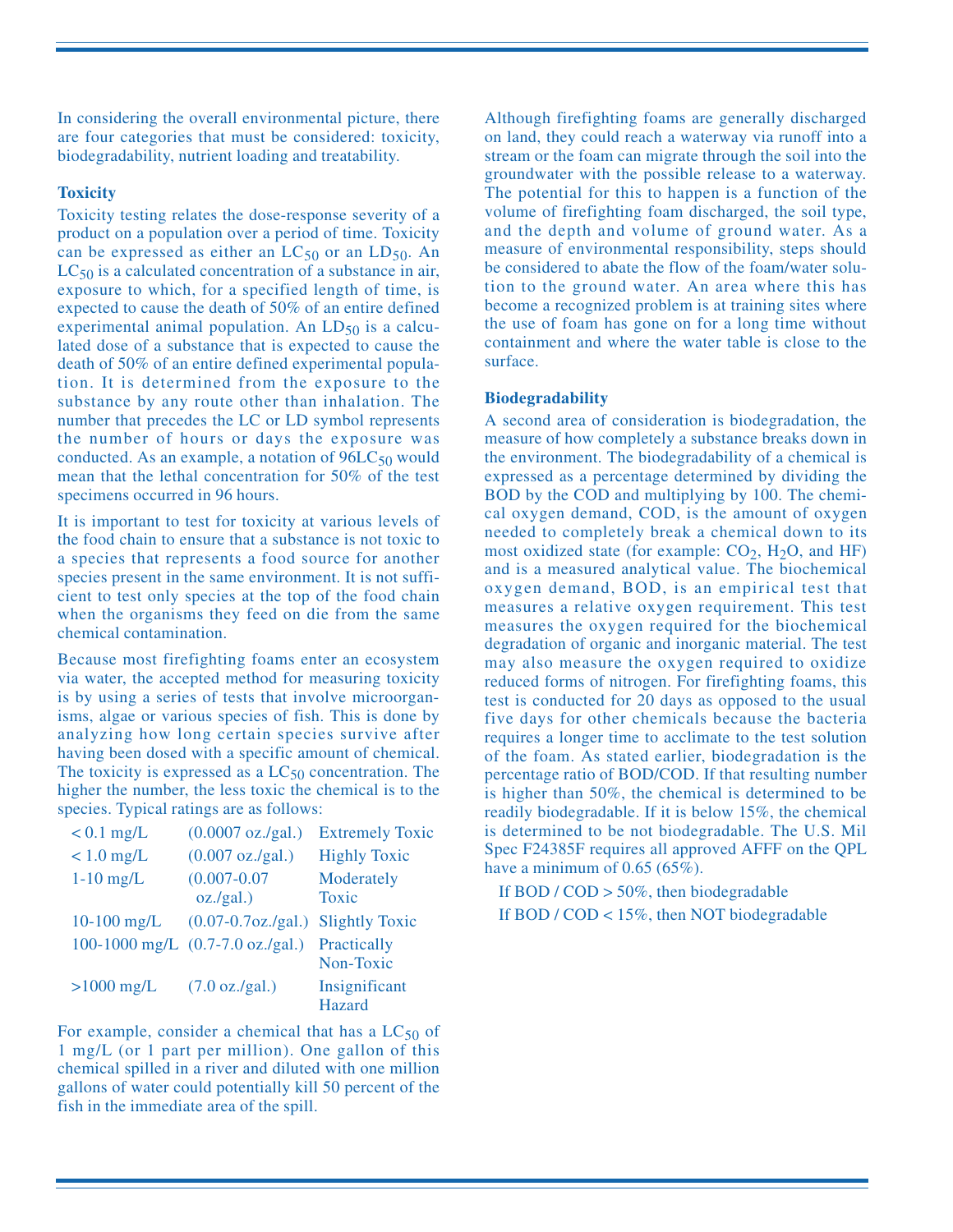In considering the overall environmental picture, there are four categories that must be considered: toxicity, biodegradability, nutrient loading and treatability.

### Toxicity

Toxicity testing relates the dose-response severity of a product on a population over a period of time. Toxicity can be expressed as either an $LC_{50}$ or an $LD_{50}$. An $LC_{50}$ is a calculated concentration of a substance in air, exposure to which, for a specified length of time, is expected to cause the death of 50% of an entire defined experimental animal population. An $LD_{50}$ is a calculated dose of a substance that is expected to cause the death of 50% of an entire defined experimental population. It is determined from the exposure to the substance by any route other than inhalation. The number that precedes the LC or LD symbol represents the number of hours or days the exposure was conducted. As an example, a notation of $96LC_{50}$ would mean that the lethal concentration for 50% of the test specimens occurred in 96 hours.

It is important to test for toxicity at various levels of the food chain to ensure that a substance is not toxic to a species that represents a food source for another species present in the same environment. It is not sufficient to test only species at the top of the food chain when the organisms they feed on die from the same chemical contamination.

Because most firefighting foams enter an ecosystem via water, the accepted method for measuring toxicity is by using a series of tests that involve microorganisms, algae or various species of fish. This is done by analyzing how long certain species survive after having been dosed with a specific amount of chemical. The toxicity is expressed as a $LC_{50}$ concentration. The higher the number, the less toxic the chemical is to the species. Typical ratings are as follows:

| | | |
|---|---|---|
| < 0.1 mg/L | (0.0007 oz./gal.) | Extremely Toxic |
| < 1.0 mg/L | (0.007 oz./gal.) | Highly Toxic |
| 1-10 mg/L | (0.007-0.07 oz./gal.) | Moderately Toxic |
| 10-100 mg/L | (0.07-0.7oz./gal.) | Slightly Toxic |
| 100-1000 mg/L | (0.7-7.0 oz./gal.) | Practically Non-Toxic |
| >1000 mg/L | (7.0 oz./gal.) | Insignificant Hazard |

For example, consider a chemical that has a $LC_{50}$ of 1 mg/L (or 1 part per million). One gallon of this chemical spilled in a river and diluted with one million gallons of water could potentially kill 50 percent of the fish in the immediate area of the spill.

Although firefighting foams are generally discharged on land, they could reach a waterway via runoff into a stream or the foam can migrate through the soil into the groundwater with the possible release to a waterway. The potential for this to happen is a function of the volume of firefighting foam discharged, the soil type, and the depth and volume of ground water. As a measure of environmental responsibility, steps should be considered to abate the flow of the foam/water solution to the ground water. An area where this has become a recognized problem is at training sites where the use of foam has gone on for a long time without containment and where the water table is close to the surface.

### Biodegradability

A second area of consideration is biodegradation, the measure of how completely a substance breaks down in the environment. The biodegradability of a chemical is expressed as a percentage determined by dividing the BOD by the COD and multiplying by 100. The chemical oxygen demand, COD, is the amount of oxygen needed to completely break a chemical down to its most oxidized state (for example: $CO_2$, $H_2O$, and HF) and is a measured analytical value. The biochemical oxygen demand, BOD, is an empirical test that measures a relative oxygen requirement. This test measures the oxygen required for the biochemical degradation of organic and inorganic material. The test may also measure the oxygen required to oxidize reduced forms of nitrogen. For firefighting foams, this test is conducted for 20 days as opposed to the usual five days for other chemicals because the bacteria requires a longer time to acclimate to the test solution of the foam. As stated earlier, biodegradation is the percentage ratio of BOD/COD. If that resulting number is higher than 50%, the chemical is determined to be readily biodegradable. If it is below 15%, the chemical is determined to be not biodegradable. The U.S. Mil Spec F24385F requires all approved AFFF on the QPL have a minimum of 0.65 (65%).

If BOD / COD > 50%, then biodegradable

If BOD / COD < 15%, then NOT biodegradable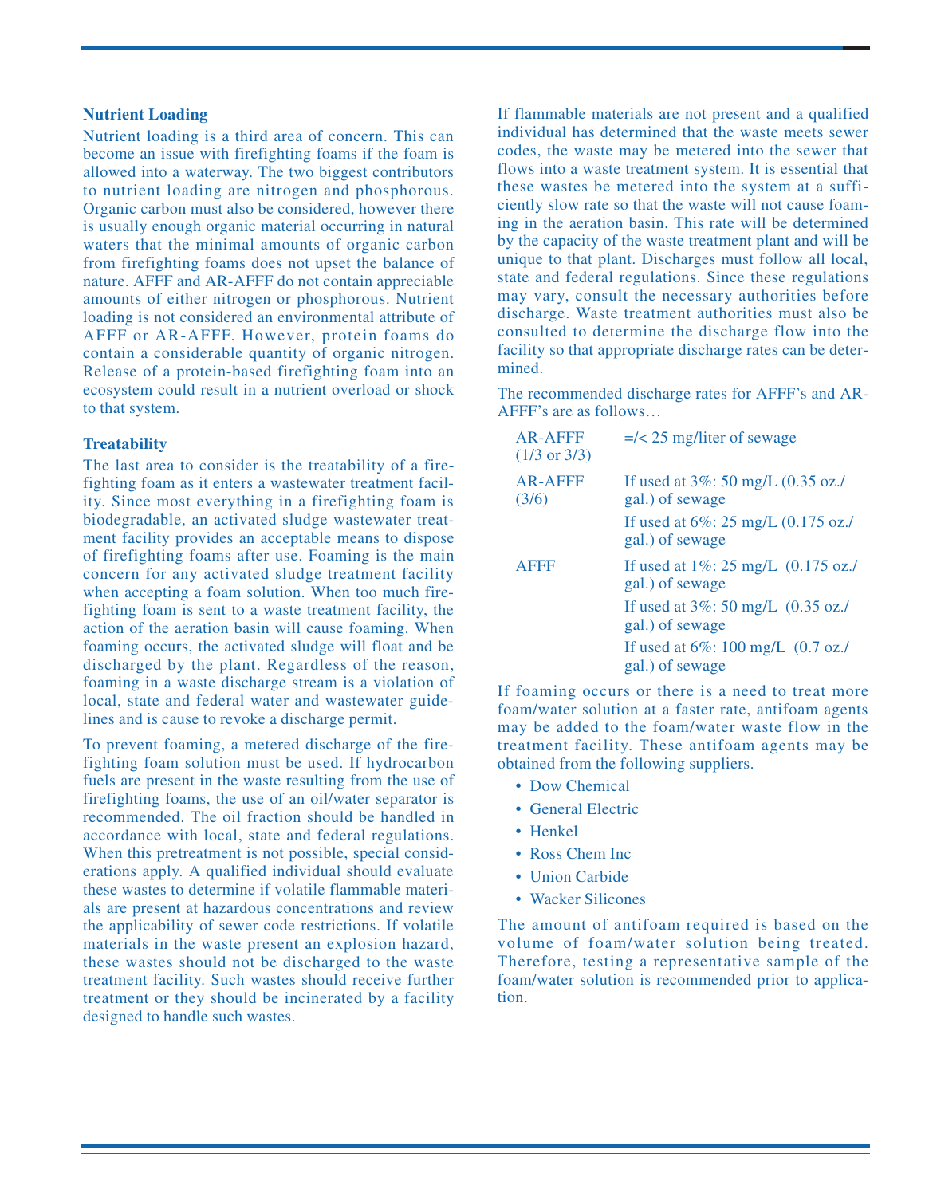### Nutrient Loading

Nutrient loading is a third area of concern. This can become an issue with firefighting foams if the foam is allowed into a waterway. The two biggest contributors to nutrient loading are nitrogen and phosphorous. Organic carbon must also be considered, however there is usually enough organic material occurring in natural waters that the minimal amounts of organic carbon from firefighting foams does not upset the balance of nature. AFFF and AR-AFFF do not contain appreciable amounts of either nitrogen or phosphorous. Nutrient loading is not considered an environmental attribute of AFFF or AR-AFFF. However, protein foams do contain a considerable quantity of organic nitrogen. Release of a protein-based firefighting foam into an ecosystem could result in a nutrient overload or shock to that system.

### Treatability

The last area to consider is the treatability of a firefighting foam as it enters a wastewater treatment facility. Since most everything in a firefighting foam is biodegradable, an activated sludge wastewater treatment facility provides an acceptable means to dispose of firefighting foams after use. Foaming is the main concern for any activated sludge treatment facility when accepting a foam solution. When too much firefighting foam is sent to a waste treatment facility, the action of the aeration basin will cause foaming. When foaming occurs, the activated sludge will float and be discharged by the plant. Regardless of the reason, foaming in a waste discharge stream is a violation of local, state and federal water and wastewater guidelines and is cause to revoke a discharge permit.

To prevent foaming, a metered discharge of the firefighting foam solution must be used. If hydrocarbon fuels are present in the waste resulting from the use of firefighting foams, the use of an oil/water separator is recommended. The oil fraction should be handled in accordance with local, state and federal regulations. When this pretreatment is not possible, special considerations apply. A qualified individual should evaluate these wastes to determine if volatile flammable materials are present at hazardous concentrations and review the applicability of sewer code restrictions. If volatile materials in the waste present an explosion hazard, these wastes should not be discharged to the waste treatment facility. Such wastes should receive further treatment or they should be incinerated by a facility designed to handle such wastes.

If flammable materials are not present and a qualified individual has determined that the waste meets sewer codes, the waste may be metered into the sewer that flows into a waste treatment system. It is essential that these wastes be metered into the system at a sufficiently slow rate so that the waste will not cause foaming in the aeration basin. This rate will be determined by the capacity of the waste treatment plant and will be unique to that plant. Discharges must follow all local, state and federal regulations. Since these regulations may vary, consult the necessary authorities before discharge. Waste treatment authorities must also be consulted to determine the discharge flow into the facility so that appropriate discharge rates can be determined.

The recommended discharge rates for AFFF's and AR-AFFF's are as follows…

| | |
|---|---|
| AR-AFFF (1/3 or 3/3) | =/< 25 mg/liter of sewage |
| AR-AFFF (3/6) | If used at 3%: 50 mg/L (0.35 oz./gal.) of sewage |
| | If used at 6%: 25 mg/L (0.175 oz./gal.) of sewage |
| AFFF | If used at 1%: 25 mg/L (0.175 oz./gal.) of sewage |
| | If used at 3%: 50 mg/L (0.35 oz./gal.) of sewage |
| | If used at 6%: 100 mg/L (0.7 oz./gal.) of sewage |

If foaming occurs or there is a need to treat more foam/water solution at a faster rate, antifoam agents may be added to the foam/water waste flow in the treatment facility. These antifoam agents may be obtained from the following suppliers.

- Dow Chemical
- General Electric
- Henkel
- Ross Chem Inc
- Union Carbide
- Wacker Silicones

The amount of antifoam required is based on the volume of foam/water solution being treated. Therefore, testing a representative sample of the foam/water solution is recommended prior to application.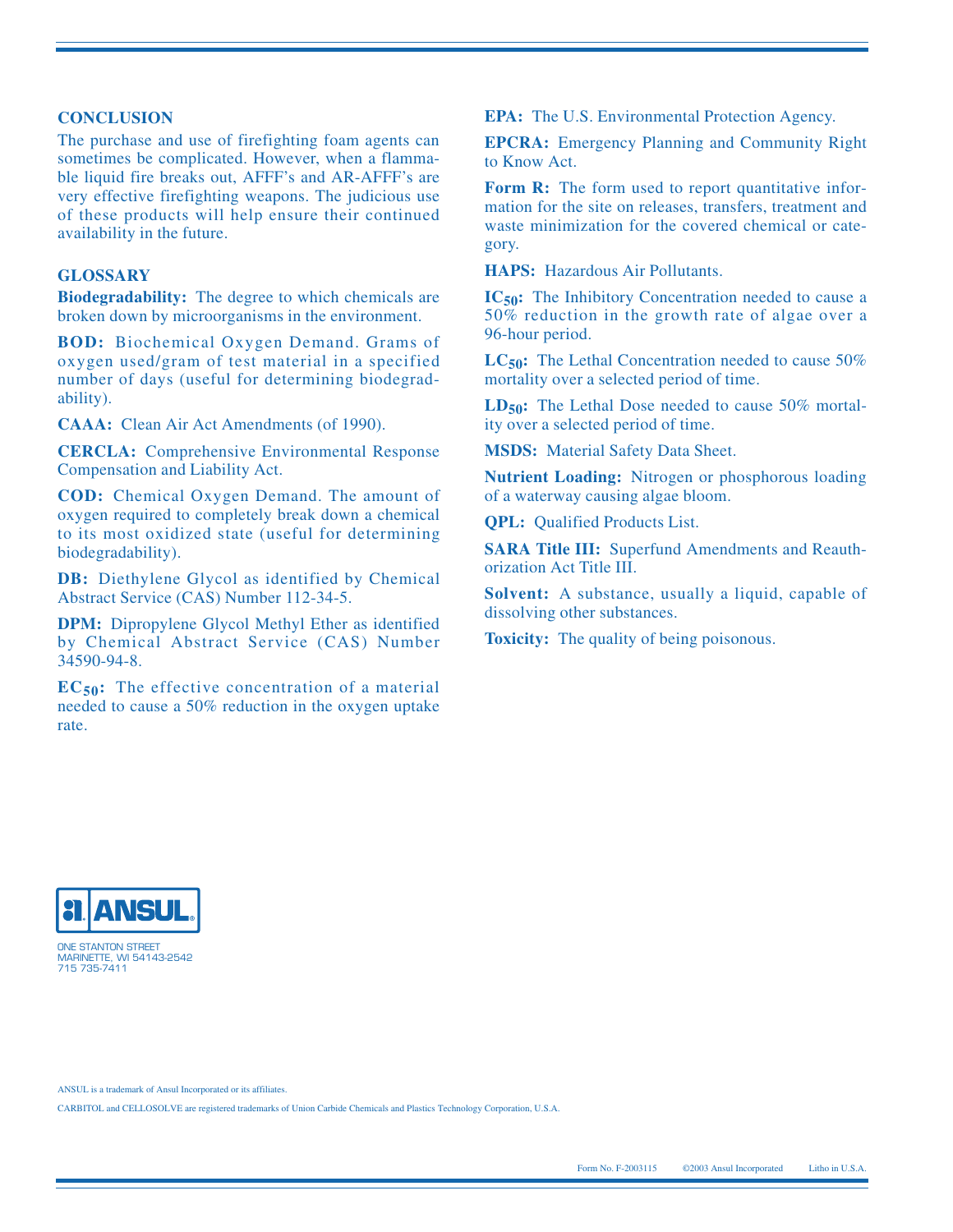## CONCLUSION

The purchase and use of firefighting foam agents can sometimes be complicated. However, when a flammable liquid fire breaks out, AFFF's and AR-AFFF's are very effective firefighting weapons. The judicious use of these products will help ensure their continued availability in the future.

## GLOSSARY

**Biodegradability:** The degree to which chemicals are broken down by microorganisms in the environment.

**BOD:** Biochemical Oxygen Demand. Grams of oxygen used/gram of test material in a specified number of days (useful for determining biodegradability).

**CAAA:** Clean Air Act Amendments (of 1990).

**CERCLA:** Comprehensive Environmental Response Compensation and Liability Act.

**COD:** Chemical Oxygen Demand. The amount of oxygen required to completely break down a chemical to its most oxidized state (useful for determining biodegradability).

**DB:** Diethylene Glycol as identified by Chemical Abstract Service (CAS) Number 112-34-5.

**DPM:** Dipropylene Glycol Methyl Ether as identified by Chemical Abstract Service (CAS) Number 34590-94-8.

**$EC_{50}$:** The effective concentration of a material needed to cause a 50% reduction in the oxygen uptake rate.

**EPA:** The U.S. Environmental Protection Agency.

**EPCRA:** Emergency Planning and Community Right to Know Act.

**Form R:** The form used to report quantitative information for the site on releases, transfers, treatment and waste minimization for the covered chemical or category.

**HAPS:** Hazardous Air Pollutants.

**$IC_{50}$:** The Inhibitory Concentration needed to cause a 50% reduction in the growth rate of algae over a 96-hour period.

**$LC_{50}$:** The Lethal Concentration needed to cause 50% mortality over a selected period of time.

**$LD_{50}$:** The Lethal Dose needed to cause 50% mortality over a selected period of time.

**MSDS:** Material Safety Data Sheet.

**Nutrient Loading:** Nitrogen or phosphorous loading of a waterway causing algae bloom.

**QPL:** Qualified Products List.

**SARA Title III:** Superfund Amendments and Reauthorization Act Title III.

**Solvent:** A substance, usually a liquid, capable of dissolving other substances.

**Toxicity:** The quality of being poisonous.

ANSUL

ONE STANTON STREET
MARINETTE, WI 54143-2542
715 735-7411

ANSUL is a trademark of Ansul Incorporated or its affiliates.

CARBITOL and CELLOSOLVE are registered trademarks of Union Carbide Chemicals and Plastics Technology Corporation, U.S.A.

Form No. F-2003115 ©2003 Ansul Incorporated Litho in U.S.A.